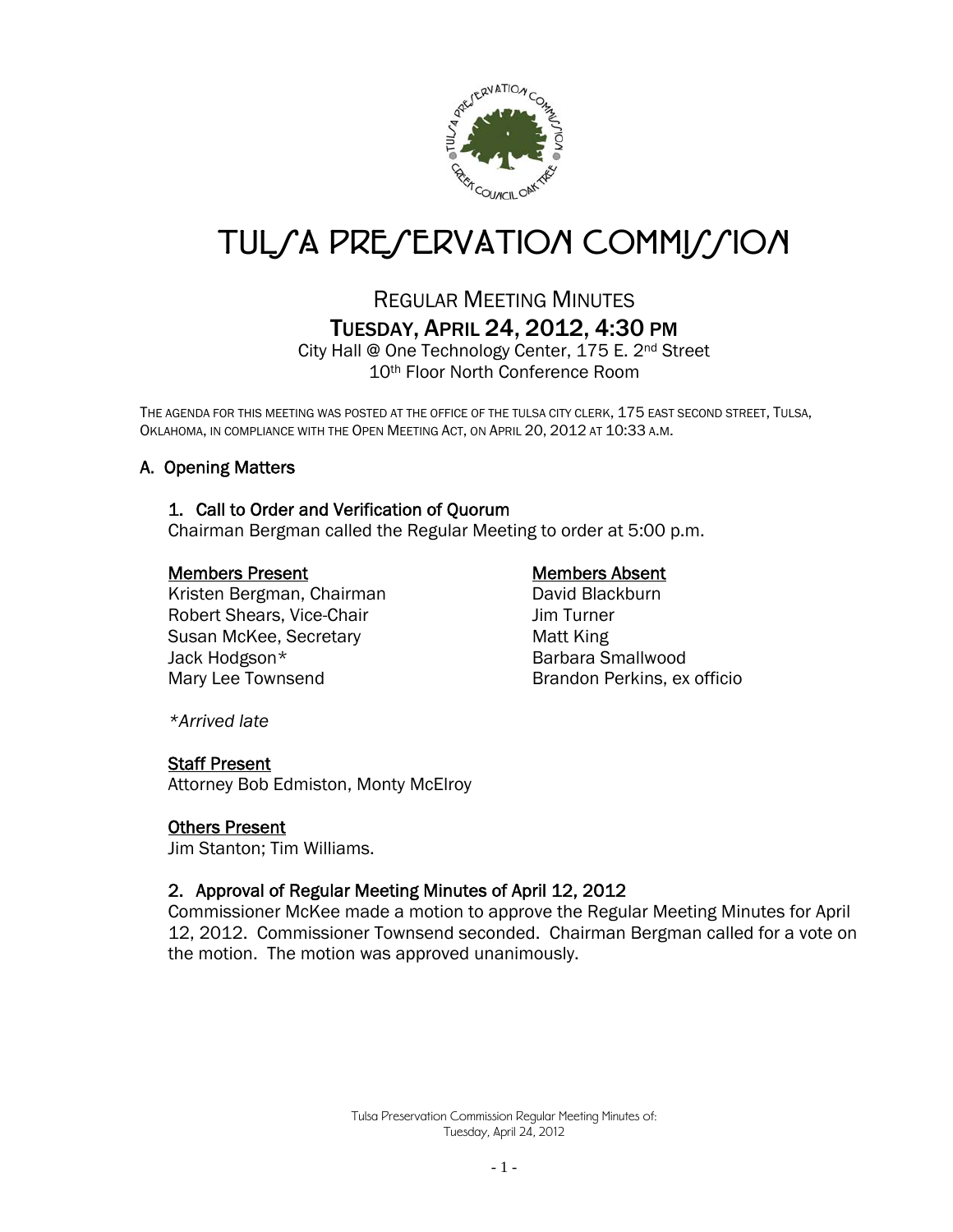# TULSA PRESERVATION COMMISSION

## REGULAR MEETING MINUTES
## TUESDAY, APRIL 24, 2012, 4:30 PM

City Hall @ One Technology Center, 175 E. 2nd Street
10th Floor North Conference Room

THE AGENDA FOR THIS MEETING WAS POSTED AT THE OFFICE OF THE TULSA CITY CLERK, 175 EAST SECOND STREET, TULSA, OKLAHOMA, IN COMPLIANCE WITH THE OPEN MEETING ACT, ON APRIL 20, 2012 AT 10:33 A.M.

### A. Opening Matters

#### 1. Call to Order and Verification of Quorum

Chairman Bergman called the Regular Meeting to order at 5:00 p.m.

**Members Present**
Kristen Bergman, Chairman
Robert Shears, Vice-Chair
Susan McKee, Secretary
Jack Hodgson*
Mary Lee Townsend

**Members Absent**
David Blackburn
Jim Turner
Matt King
Barbara Smallwood
Brandon Perkins, ex officio

*\*Arrived late*

**Staff Present**
Attorney Bob Edmiston, Monty McElroy

**Others Present**
Jim Stanton; Tim Williams.

#### 2. Approval of Regular Meeting Minutes of April 12, 2012

Commissioner McKee made a motion to approve the Regular Meeting Minutes for April 12, 2012. Commissioner Townsend seconded. Chairman Bergman called for a vote on the motion. The motion was approved unanimously.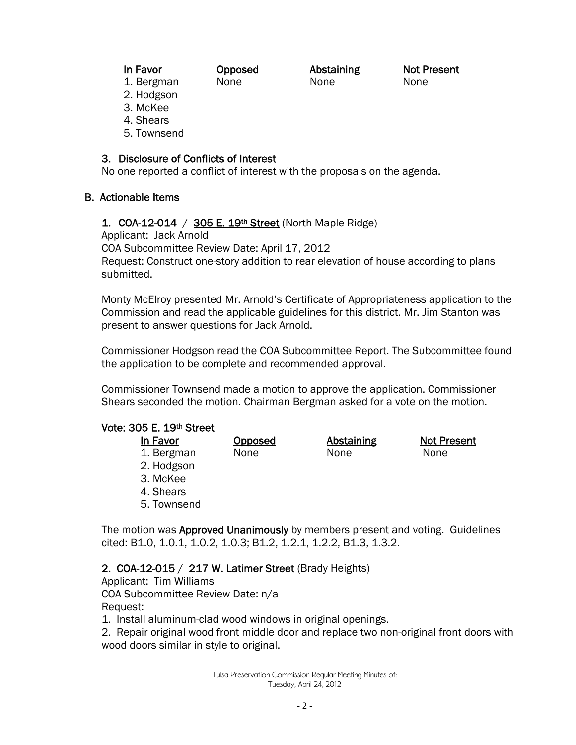| In Favor | Opposed | Abstaining | Not Present |
|---|---|---|---|
| 1. Bergman | None | None | None |
| 2. Hodgson | | | |
| 3. McKee | | | |
| 4. Shears | | | |
| 5. Townsend | | | |

### 3. Disclosure of Conflicts of Interest

No one reported a conflict of interest with the proposals on the agenda.

## B. Actionable Items

### 1. COA-12-014 / 305 E. 19th Street (North Maple Ridge)

Applicant: Jack Arnold
COA Subcommittee Review Date: April 17, 2012
Request: Construct one-story addition to rear elevation of house according to plans submitted.

Monty McElroy presented Mr. Arnold's Certificate of Appropriateness application to the Commission and read the applicable guidelines for this district. Mr. Jim Stanton was present to answer questions for Jack Arnold.

Commissioner Hodgson read the COA Subcommittee Report. The Subcommittee found the application to be complete and recommended approval.

Commissioner Townsend made a motion to approve the application. Commissioner Shears seconded the motion. Chairman Bergman asked for a vote on the motion.

**Vote: 305 E. 19th Street**

| In Favor | Opposed | Abstaining | Not Present |
|---|---|---|---|
| 1. Bergman | None | None | None |
| 2. Hodgson | | | |
| 3. McKee | | | |
| 4. Shears | | | |
| 5. Townsend | | | |

The motion was **Approved Unanimously** by members present and voting. Guidelines cited: B1.0, 1.0.1, 1.0.2, 1.0.3; B1.2, 1.2.1, 1.2.2, B1.3, 1.3.2.

### 2. COA-12-015 / 217 W. Latimer Street (Brady Heights)

Applicant: Tim Williams
COA Subcommittee Review Date: n/a
Request:

1. Install aluminum-clad wood windows in original openings.
2. Repair original wood front middle door and replace two non-original front doors with wood doors similar in style to original.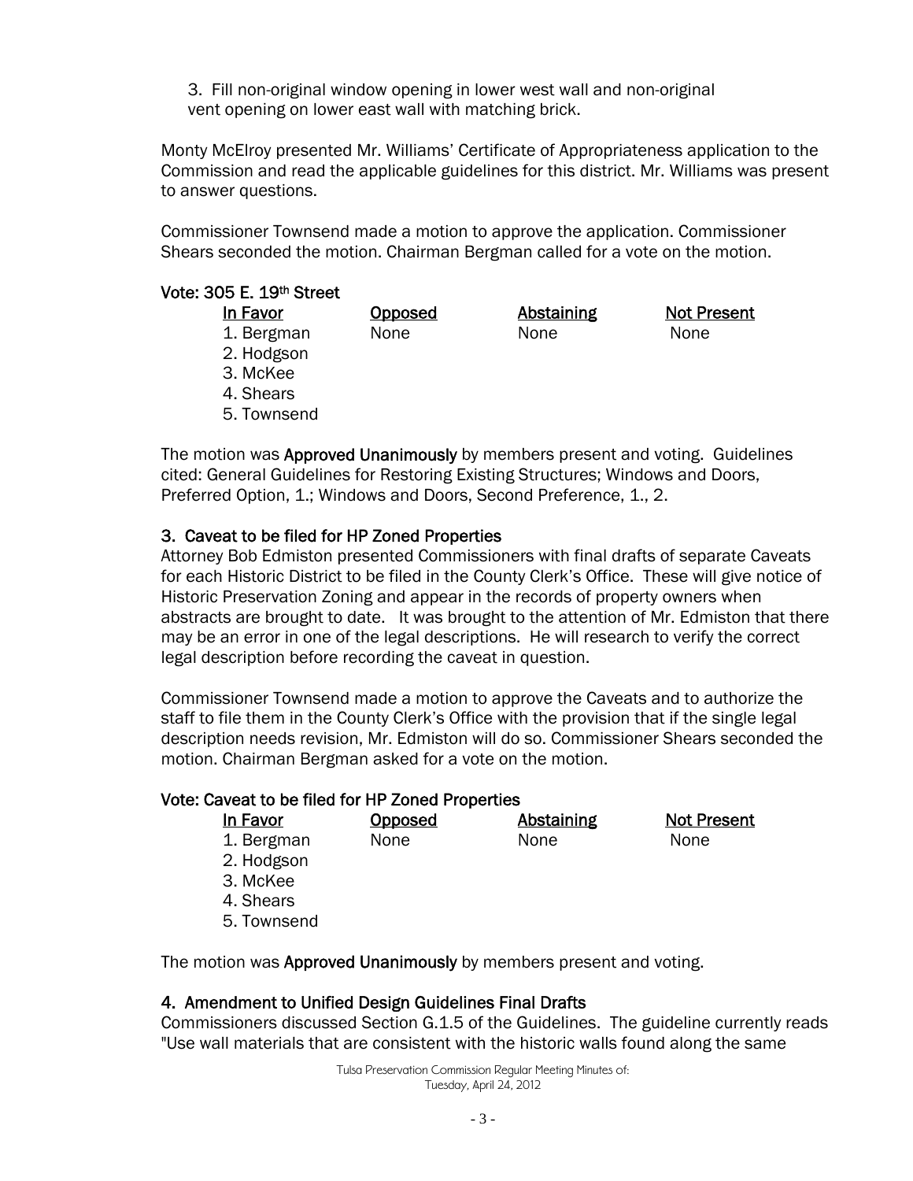3. Fill non-original window opening in lower west wall and non-original vent opening on lower east wall with matching brick.

Monty McElroy presented Mr. Williams' Certificate of Appropriateness application to the Commission and read the applicable guidelines for this district. Mr. Williams was present to answer questions.

Commissioner Townsend made a motion to approve the application. Commissioner Shears seconded the motion. Chairman Bergman called for a vote on the motion.

**Vote: 305 E. 19th Street**

| In Favor | Opposed | Abstaining | Not Present |
|---|---|---|---|
| 1. Bergman | None | None | None |
| 2. Hodgson | | | |
| 3. McKee | | | |
| 4. Shears | | | |
| 5. Townsend | | | |

The motion was **Approved Unanimously** by members present and voting. Guidelines cited: General Guidelines for Restoring Existing Structures; Windows and Doors, Preferred Option, 1.; Windows and Doors, Second Preference, 1., 2.

### 3. Caveat to be filed for HP Zoned Properties

Attorney Bob Edmiston presented Commissioners with final drafts of separate Caveats for each Historic District to be filed in the County Clerk's Office. These will give notice of Historic Preservation Zoning and appear in the records of property owners when abstracts are brought to date. It was brought to the attention of Mr. Edmiston that there may be an error in one of the legal descriptions. He will research to verify the correct legal description before recording the caveat in question.

Commissioner Townsend made a motion to approve the Caveats and to authorize the staff to file them in the County Clerk's Office with the provision that if the single legal description needs revision, Mr. Edmiston will do so. Commissioner Shears seconded the motion. Chairman Bergman asked for a vote on the motion.

**Vote: Caveat to be filed for HP Zoned Properties**

| In Favor | Opposed | Abstaining | Not Present |
|---|---|---|---|
| 1. Bergman | None | None | None |
| 2. Hodgson | | | |
| 3. McKee | | | |
| 4. Shears | | | |
| 5. Townsend | | | |

The motion was **Approved Unanimously** by members present and voting.

### 4. Amendment to Unified Design Guidelines Final Drafts

Commissioners discussed Section G.1.5 of the Guidelines. The guideline currently reads "Use wall materials that are consistent with the historic walls found along the same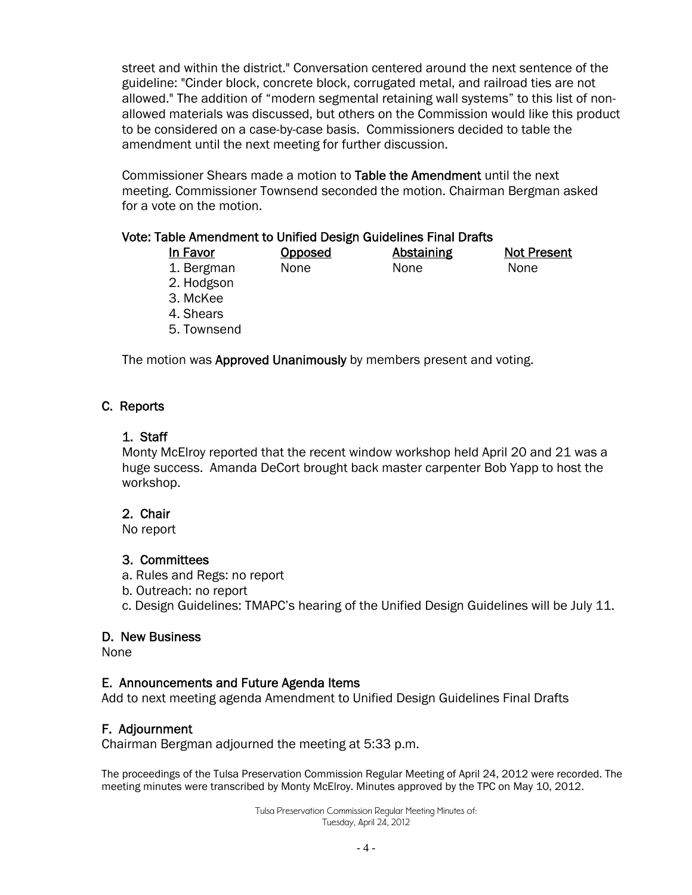street and within the district." Conversation centered around the next sentence of the guideline: "Cinder block, concrete block, corrugated metal, and railroad ties are not allowed." The addition of "modern segmental retaining wall systems" to this list of non-allowed materials was discussed, but others on the Commission would like this product to be considered on a case-by-case basis. Commissioners decided to table the amendment until the next meeting for further discussion.

Commissioner Shears made a motion to **Table the Amendment** until the next meeting. Commissioner Townsend seconded the motion. Chairman Bergman asked for a vote on the motion.

**Vote: Table Amendment to Unified Design Guidelines Final Drafts**

| In Favor | Opposed | Abstaining | Not Present |
|---|---|---|---|
| 1. Bergman | None | None | None |
| 2. Hodgson | | | |
| 3. McKee | | | |
| 4. Shears | | | |
| 5. Townsend | | | |

The motion was **Approved Unanimously** by members present and voting.

## C. Reports

### 1. Staff

Monty McElroy reported that the recent window workshop held April 20 and 21 was a huge success. Amanda DeCort brought back master carpenter Bob Yapp to host the workshop.

### 2. Chair

No report

### 3. Committees

a. Rules and Regs: no report
b. Outreach: no report
c. Design Guidelines: TMAPC's hearing of the Unified Design Guidelines will be July 11.

## D. New Business

None

## E. Announcements and Future Agenda Items

Add to next meeting agenda Amendment to Unified Design Guidelines Final Drafts

## F. Adjournment

Chairman Bergman adjourned the meeting at 5:33 p.m.

The proceedings of the Tulsa Preservation Commission Regular Meeting of April 24, 2012 were recorded. The meeting minutes were transcribed by Monty McElroy. Minutes approved by the TPC on May 10, 2012.